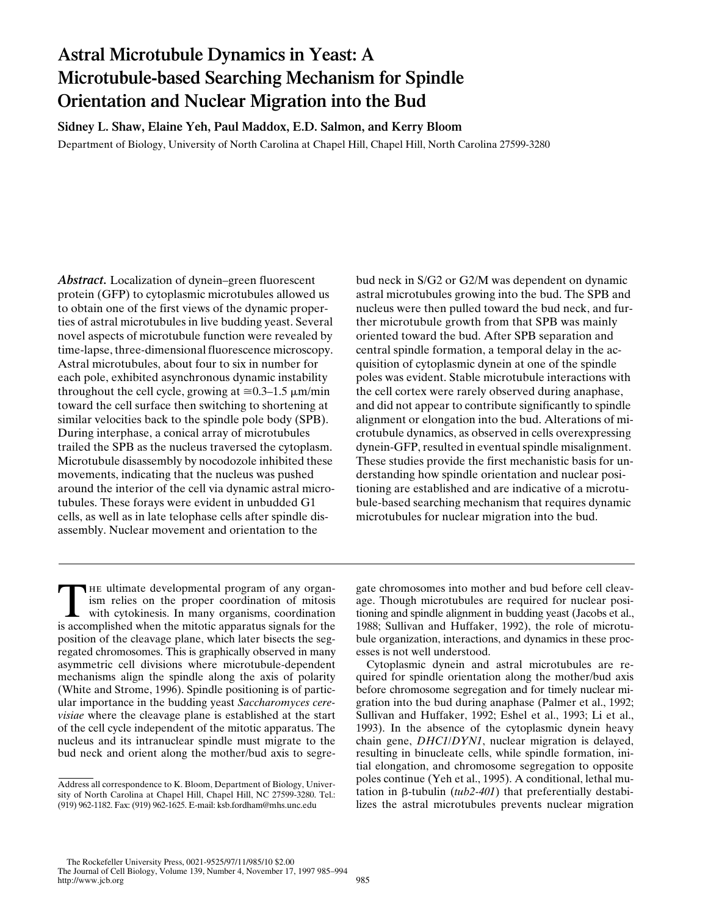# Astral Microtubule Dynamics in Yeast: A Microtubule-based Searching Mechanism for Spindle Orientation and Nuclear Migration into the Bud

**Sidney L. Shaw, Elaine Yeh, Paul Maddox, E.D. Salmon, and Kerry Bloom**

Department of Biology, University of North Carolina at Chapel Hill, Chapel Hill, North Carolina 27599-3280

***Abstract.*** Localization of dynein–green fluorescent protein (GFP) to cytoplasmic microtubules allowed us to obtain one of the first views of the dynamic properties of astral microtubules in live budding yeast. Several novel aspects of microtubule function were revealed by time-lapse, three-dimensional fluorescence microscopy. Astral microtubules, about four to six in number for each pole, exhibited asynchronous dynamic instability throughout the cell cycle, growing at ≅0.3–1.5 μm/min toward the cell surface then switching to shortening at similar velocities back to the spindle pole body (SPB). During interphase, a conical array of microtubules trailed the SPB as the nucleus traversed the cytoplasm. Microtubule disassembly by nocodozole inhibited these movements, indicating that the nucleus was pushed around the interior of the cell via dynamic astral microtubules. These forays were evident in unbudded G1 cells, as well as in late telophase cells after spindle disassembly. Nuclear movement and orientation to the bud neck in S/G2 or G2/M was dependent on dynamic astral microtubules growing into the bud. The SPB and nucleus were then pulled toward the bud neck, and further microtubule growth from that SPB was mainly oriented toward the bud. After SPB separation and central spindle formation, a temporal delay in the acquisition of cytoplasmic dynein at one of the spindle poles was evident. Stable microtubule interactions with the cell cortex were rarely observed during anaphase, and did not appear to contribute significantly to spindle alignment or elongation into the bud. Alterations of microtubule dynamics, as observed in cells overexpressing dynein-GFP, resulted in eventual spindle misalignment. These studies provide the first mechanistic basis for understanding how spindle orientation and nuclear positioning are established and are indicative of a microtubule-based searching mechanism that requires dynamic microtubules for nuclear migration into the bud.

The ultimate developmental program of any organism relies on the proper coordination of mitosis with cytokinesis. In many organisms, coordination is accomplished when the mitotic apparatus signals for the position of the cleavage plane, which later bisects the segregated chromosomes. This is graphically observed in many asymmetric cell divisions where microtubule-dependent mechanisms align the spindle along the axis of polarity (White and Strome, 1996). Spindle positioning is of particular importance in the budding yeast *Saccharomyces cerevisiae* where the cleavage plane is established at the start of the cell cycle independent of the mitotic apparatus. The nucleus and its intranuclear spindle must migrate to the bud neck and orient along the mother/bud axis to segregate chromosomes into mother and bud before cell cleavage. Though microtubules are required for nuclear positioning and spindle alignment in budding yeast (Jacobs et al., 1988; Sullivan and Huffaker, 1992), the role of microtubule organization, interactions, and dynamics in these processes is not well understood.

Cytoplasmic dynein and astral microtubules are required for spindle orientation along the mother/bud axis before chromosome segregation and for timely nuclear migration into the bud during anaphase (Palmer et al., 1992; Sullivan and Huffaker, 1992; Eshel et al., 1993; Li et al., 1993). In the absence of the cytoplasmic dynein heavy chain gene, *DHC1/DYN1*, nuclear migration is delayed, resulting in binucleate cells, while spindle formation, initial elongation, and chromosome segregation to opposite poles continue (Yeh et al., 1995). A conditional, lethal mutation in β-tubulin (*tub2-401*) that preferentially destabilizes the astral microtubules prevents nuclear migration

Address all correspondence to K. Bloom, Department of Biology, University of North Carolina at Chapel Hill, Chapel Hill, NC 27599-3280. Tel.: (919) 962-1182. Fax: (919) 962-1625. E-mail: ksb.fordham@mhs.unc.edu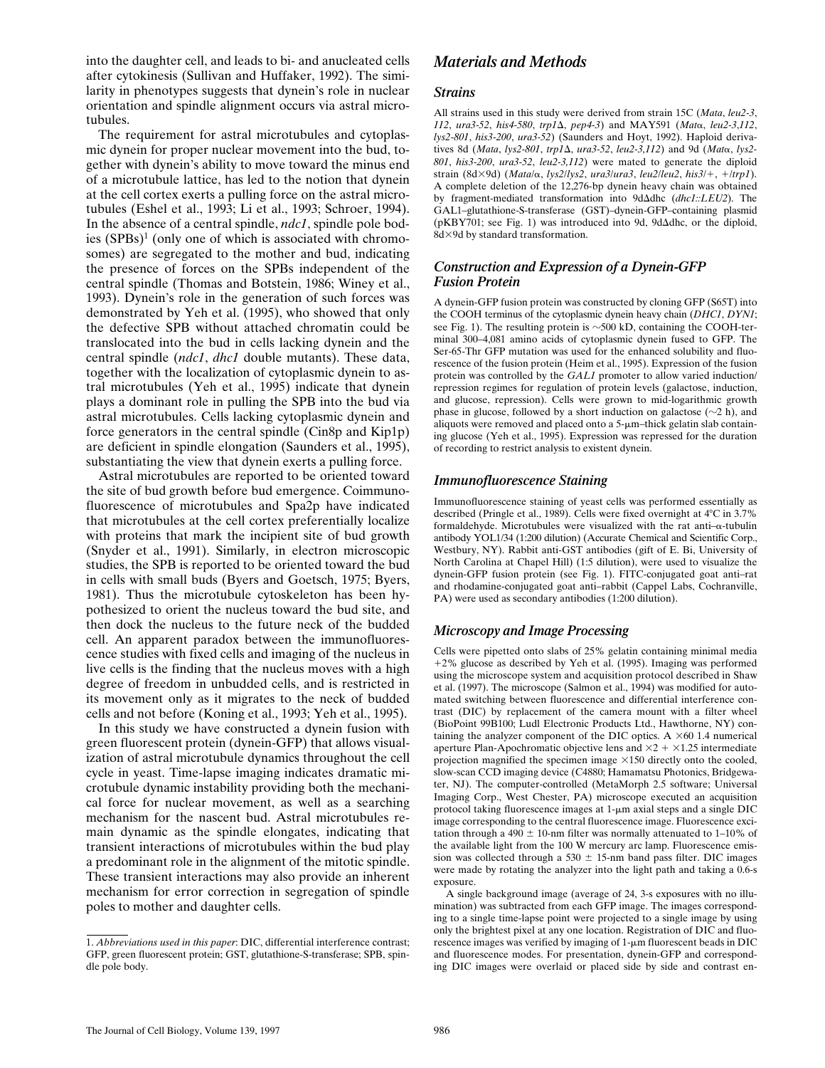into the daughter cell, and leads to bi- and anucleated cells after cytokinesis (Sullivan and Huffaker, 1992). The similarity in phenotypes suggests that dynein's role in nuclear orientation and spindle alignment occurs via astral microtubules.

The requirement for astral microtubules and cytoplasmic dynein for proper nuclear movement into the bud, together with dynein's ability to move toward the minus end of a microtubule lattice, has led to the notion that dynein at the cell cortex exerts a pulling force on the astral microtubules (Eshel et al., 1993; Li et al., 1993; Schroer, 1994). In the absence of a central spindle, *ndc1*, spindle pole bodies (SPBs)[1] (only one of which is associated with chromosomes) are segregated to the mother and bud, indicating the presence of forces on the SPBs independent of the central spindle (Thomas and Botstein, 1986; Winey et al., 1993). Dynein's role in the generation of such forces was demonstrated by Yeh et al. (1995), who showed that only the defective SPB without attached chromatin could be translocated into the bud in cells lacking dynein and the central spindle (*ndc1*, *dhc1* double mutants). These data, together with the localization of cytoplasmic dynein to astral microtubules (Yeh et al., 1995) indicate that dynein plays a dominant role in pulling the SPB into the bud via astral microtubules. Cells lacking cytoplasmic dynein and force generators in the central spindle (Cin8p and Kip1p) are deficient in spindle elongation (Saunders et al., 1995), substantiating the view that dynein exerts a pulling force.

Astral microtubules are reported to be oriented toward the site of bud growth before bud emergence. Coimmunofluorescence of microtubules and Spa2p have indicated that microtubules at the cell cortex preferentially localize with proteins that mark the incipient site of bud growth (Snyder et al., 1991). Similarly, in electron microscopic studies, the SPB is reported to be oriented toward the bud in cells with small buds (Byers and Goetsch, 1975; Byers, 1981). Thus the microtubule cytoskeleton has been hypothesized to orient the nucleus toward the bud site, and then dock the nucleus to the future neck of the budded cell. An apparent paradox between the immunofluorescence studies with fixed cells and imaging of the nucleus in live cells is the finding that the nucleus moves with a high degree of freedom in unbudded cells, and is restricted in its movement only as it migrates to the neck of budded cells and not before (Koning et al., 1993; Yeh et al., 1995).

In this study we have constructed a dynein fusion with green fluorescent protein (dynein-GFP) that allows visualization of astral microtubule dynamics throughout the cell cycle in yeast. Time-lapse imaging indicates dramatic microtubule dynamic instability providing both the mechanical force for nuclear movement, as well as a searching mechanism for the nascent bud. Astral microtubules remain dynamic as the spindle elongates, indicating that transient interactions of microtubules within the bud play a predominant role in the alignment of the mitotic spindle. These transient interactions may also provide an inherent mechanism for error correction in segregation of spindle poles to mother and daughter cells.

1. *Abbreviations used in this paper*: DIC, differential interference contrast; GFP, green fluorescent protein; GST, glutathione-S-transferase; SPB, spindle pole body.

## Materials and Methods

### Strains

All strains used in this study were derived from strain 15C (*Mata*, *leu2-3*, *112*, *ura3-52*, *his4-580*, *trp1Δ*, *pep4-3*) and MAY591 (*Matα*, *leu2-3,112*, *lys2-801*, *his3-200*, *ura3-52*) (Saunders and Hoyt, 1992). Haploid derivatives 8d (*Mata*, *lys2-801*, *trp1Δ*, *ura3-52*, *leu2-3,112*) and 9d (*Matα*, *lys2-801*, *his3-200*, *ura3-52*, *leu2-3,112*) were mated to generate the diploid strain (8d×9d) (*Mata/α*, *lys2/lys2*, *ura3/ura3*, *leu2/leu2*, *his3/+*, *+/trp1*). A complete deletion of the 12,276-bp dynein heavy chain was obtained by fragment-mediated transformation into 9dΔdhc (*dhc1::LEU2*). The GAL1–glutathione-S-transferase (GST)–dynein-GFP–containing plasmid (pKBY701; see Fig. 1) was introduced into 9d, 9dΔdhc, or the diploid, 8d×9d by standard transformation.

### Construction and Expression of a Dynein-GFP Fusion Protein

A dynein-GFP fusion protein was constructed by cloning GFP (S65T) into the COOH terminus of the cytoplasmic dynein heavy chain (*DHC1*, *DYN1*; see Fig. 1). The resulting protein is ~500 kD, containing the COOH-terminal 300–4,081 amino acids of cytoplasmic dynein fused to GFP. The Ser-65-Thr GFP mutation was used for the enhanced solubility and fluorescence of the fusion protein (Heim et al., 1995). Expression of the fusion protein was controlled by the *GAL1* promoter to allow varied induction/repression regimes for regulation of protein levels (galactose, induction, and glucose, repression). Cells were grown to mid-logarithmic growth phase in glucose, followed by a short induction on galactose (~2 h), and aliquots were removed and placed onto a 5-μm–thick gelatin slab containing glucose (Yeh et al., 1995). Expression was repressed for the duration of recording to restrict analysis to existent dynein.

### Immunofluorescence Staining

Immunofluorescence staining of yeast cells was performed essentially as described (Pringle et al., 1989). Cells were fixed overnight at 4°C in 3.7% formaldehyde. Microtubules were visualized with the rat anti–α-tubulin antibody YOL1/34 (1:200 dilution) (Accurate Chemical and Scientific Corp., Westbury, NY). Rabbit anti-GST antibodies (gift of E. Bi, University of North Carolina at Chapel Hill) (1:5 dilution), were used to visualize the dynein-GFP fusion protein (see Fig. 1). FITC-conjugated goat anti–rat and rhodamine-conjugated goat anti–rabbit (Cappel Labs, Cochranville, PA) were used as secondary antibodies (1:200 dilution).

### Microscopy and Image Processing

Cells were pipetted onto slabs of 25% gelatin containing minimal media +2% glucose as described by Yeh et al. (1995). Imaging was performed using the microscope system and acquisition protocol described in Shaw et al. (1997). The microscope (Salmon et al., 1994) was modified for automated switching between fluorescence and differential interference contrast (DIC) by replacement of the camera mount with a filter wheel (BioPoint 99B100; Ludl Electronic Products Ltd., Hawthorne, NY) containing the analyzer component of the DIC optics. A ×60 1.4 numerical aperture Plan-Apochromatic objective lens and ×2 + ×1.25 intermediate projection magnified the specimen image ×150 directly onto the cooled, slow-scan CCD imaging device (C4880; Hamamatsu Photonics, Bridgewater, NJ). The computer-controlled (MetaMorph 2.5 software; Universal Imaging Corp., West Chester, PA) microscope executed an acquisition protocol taking fluorescence images at 1-μm axial steps and a single DIC image corresponding to the central fluorescence image. Fluorescence excitation through a 490 ± 10-nm filter was normally attenuated to 1–10% of the available light from the 100 W mercury arc lamp. Fluorescence emission was collected through a 530 ± 15-nm band pass filter. DIC images were made by rotating the analyzer into the light path and taking a 0.6-s exposure.

A single background image (average of 24, 3-s exposures with no illumination) was subtracted from each GFP image. The images corresponding to a single time-lapse point were projected to a single image by using only the brightest pixel at any one location. Registration of DIC and fluorescence images was verified by imaging of 1-μm fluorescent beads in DIC and fluorescence modes. For presentation, dynein-GFP and corresponding DIC images were overlaid or placed side by side and contrast en-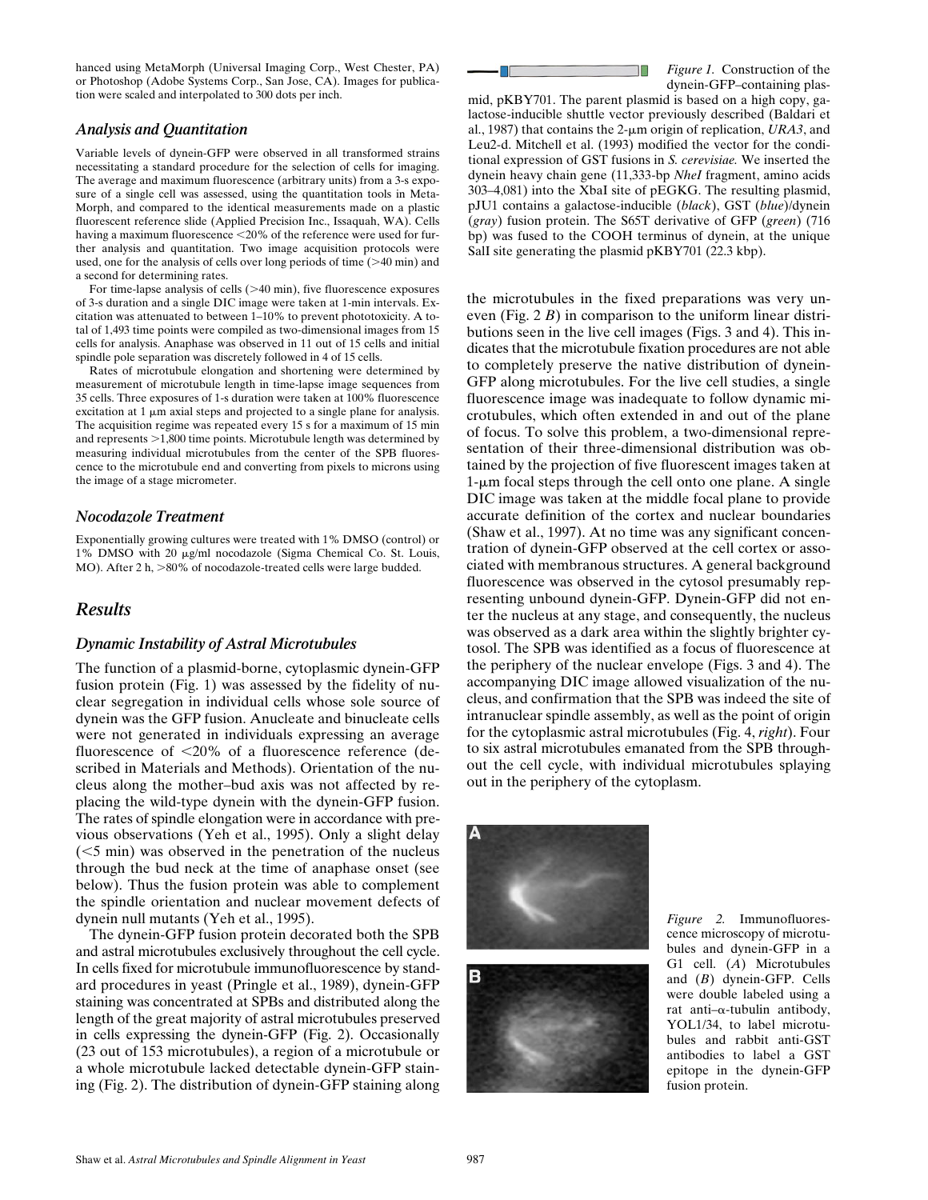hanced using MetaMorph (Universal Imaging Corp., West Chester, PA) or Photoshop (Adobe Systems Corp., San Jose, CA). Images for publication were scaled and interpolated to 300 dots per inch.

### *Analysis and Quantitation*

Variable levels of dynein-GFP were observed in all transformed strains necessitating a standard procedure for the selection of cells for imaging. The average and maximum fluorescence (arbitrary units) from a 3-s exposure of a single cell was assessed, using the quantitation tools in MetaMorph, and compared to the identical measurements made on a plastic fluorescent reference slide (Applied Precision Inc., Issaquah, WA). Cells having a maximum fluorescence <20% of the reference were used for further analysis and quantitation. Two image acquisition protocols were used, one for the analysis of cells over long periods of time (>40 min) and a second for determining rates.

For time-lapse analysis of cells (>40 min), five fluorescence exposures of 3-s duration and a single DIC image were taken at 1-min intervals. Excitation was attenuated to between 1–10% to prevent phototoxicity. A total of 1,493 time points were compiled as two-dimensional images from 15 cells for analysis. Anaphase was observed in 11 out of 15 cells and initial spindle pole separation was discretely followed in 4 of 15 cells.

Rates of microtubule elongation and shortening were determined by measurement of microtubule length in time-lapse image sequences from 35 cells. Three exposures of 1-s duration were taken at 100% fluorescence excitation at 1 μm axial steps and projected to a single plane for analysis. The acquisition regime was repeated every 15 s for a maximum of 15 min and represents >1,800 time points. Microtubule length was determined by measuring individual microtubules from the center of the SPB fluorescence to the microtubule end and converting from pixels to microns using the image of a stage micrometer.

### *Nocodazole Treatment*

Exponentially growing cultures were treated with 1% DMSO (control) or 1% DMSO with 20 μg/ml nocodazole (Sigma Chemical Co. St. Louis, MO). After 2 h, >80% of nocodazole-treated cells were large budded.

## *Results*

### *Dynamic Instability of Astral Microtubules*

The function of a plasmid-borne, cytoplasmic dynein-GFP fusion protein (Fig. 1) was assessed by the fidelity of nuclear segregation in individual cells whose sole source of dynein was the GFP fusion. Anucleate and binucleate cells were not generated in individuals expressing an average fluorescence of <20% of a fluorescence reference (described in Materials and Methods). Orientation of the nucleus along the mother–bud axis was not affected by replacing the wild-type dynein with the dynein-GFP fusion. The rates of spindle elongation were in accordance with previous observations (Yeh et al., 1995). Only a slight delay (<5 min) was observed in the penetration of the nucleus through the bud neck at the time of anaphase onset (see below). Thus the fusion protein was able to complement the spindle orientation and nuclear movement defects of dynein null mutants (Yeh et al., 1995).

The dynein-GFP fusion protein decorated both the SPB and astral microtubules exclusively throughout the cell cycle. In cells fixed for microtubule immunofluorescence by standard procedures in yeast (Pringle et al., 1989), dynein-GFP staining was concentrated at SPBs and distributed along the length of the great majority of astral microtubules preserved in cells expressing the dynein-GFP (Fig. 2). Occasionally (23 out of 153 microtubules), a region of a microtubule or a whole microtubule lacked detectable dynein-GFP staining (Fig. 2). The distribution of dynein-GFP staining along the microtubules in the fixed preparations was very uneven (Fig. 2 *B*) in comparison to the uniform linear distributions seen in the live cell images (Figs. 3 and 4). This indicates that the microtubule fixation procedures are not able to completely preserve the native distribution of dynein-GFP along microtubules. For the live cell studies, a single fluorescence image was inadequate to follow dynamic microtubules, which often extended in and out of the plane of focus. To solve this problem, a two-dimensional representation of their three-dimensional distribution was obtained by the projection of five fluorescent images taken at 1-μm focal steps through the cell onto one plane. A single DIC image was taken at the middle focal plane to provide accurate definition of the cortex and nuclear boundaries (Shaw et al., 1997). At no time was any significant concentration of dynein-GFP observed at the cell cortex or associated with membranous structures. A general background fluorescence was observed in the cytosol presumably representing unbound dynein-GFP. Dynein-GFP did not enter the nucleus at any stage, and consequently, the nucleus was observed as a dark area within the slightly brighter cytosol. The SPB was identified as a focus of fluorescence at the periphery of the nuclear envelope (Figs. 3 and 4). The accompanying DIC image allowed visualization of the nucleus, and confirmation that the SPB was indeed the site of intranuclear spindle assembly, as well as the point of origin for the cytoplasmic astral microtubules (Fig. 4, *right*). Four to six astral microtubules emanated from the SPB throughout the cell cycle, with individual microtubules splaying out in the periphery of the cytoplasm.

*Figure 1.* Construction of the dynein-GFP–containing plasmid, pKBY701. The parent plasmid is based on a high copy, galactose-inducible shuttle vector previously described (Baldari et al., 1987) that contains the 2-μm origin of replication, *URA3*, and Leu2-d. Mitchell et al. (1993) modified the vector for the conditional expression of GST fusions in *S. cerevisiae.* We inserted the dynein heavy chain gene (11,333-bp *NheI* fragment, amino acids 303–4,081) into the XbaI site of pEGKG. The resulting plasmid, pJU1 contains a galactose-inducible (*black*), GST (*blue*)/dynein (*gray*) fusion protein. The S65T derivative of GFP (*green*) (716 bp) was fused to the COOH terminus of dynein, at the unique SalI site generating the plasmid pKBY701 (22.3 kbp).

*Figure 2.* Immunofluorescence microscopy of microtubules and dynein-GFP in a G1 cell. (*A*) Microtubules and (*B*) dynein-GFP. Cells were double labeled using a rat anti–α-tubulin antibody, YOL1/34, to label microtubules and rabbit anti-GST antibodies to label a GST epitope in the dynein-GFP fusion protein.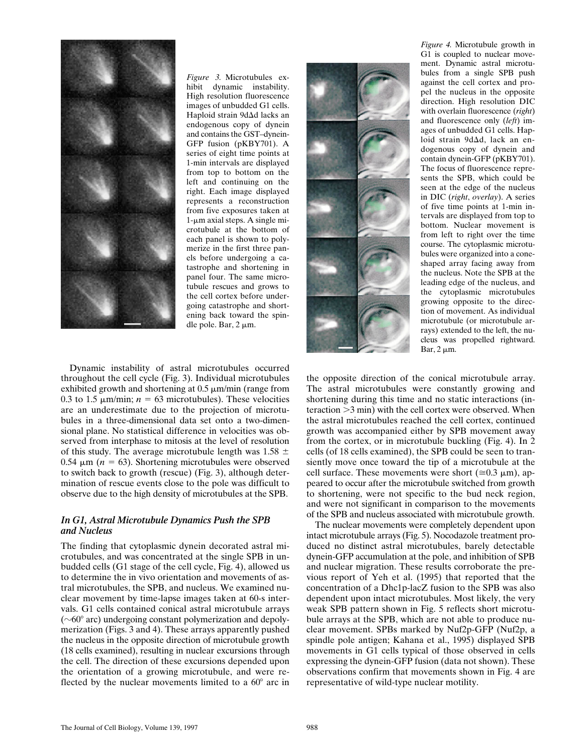*Figure 3.* Microtubules exhibit dynamic instability. High resolution fluorescence images of unbudded G1 cells. Haploid strain 9dΔd lacks an endogenous copy of dynein and contains the GST–dynein-GFP fusion (pKBY701). A series of eight time points at 1-min intervals are displayed from top to bottom on the left and continuing on the right. Each image displayed represents a reconstruction from five exposures taken at 1-μm axial steps. A single microtubule at the bottom of each panel is shown to polymerize in the first three panels before undergoing a catastrophe and shortening in panel four. The same microtubule rescues and grows to the cell cortex before undergoing catastrophe and shortening back toward the spindle pole. Bar, 2 μm.

*Figure 4.* Microtubule growth in G1 is coupled to nuclear movement. Dynamic astral microtubules from a single SPB push against the cell cortex and propel the nucleus in the opposite direction. High resolution DIC with overlain fluorescence (*right*) and fluorescence only (*left*) images of unbudded G1 cells. Haploid strain 9dΔd, lack an endogenous copy of dynein and contain dynein-GFP (pKBY701). The focus of fluorescence represents the SPB, which could be seen at the edge of the nucleus in DIC (*right*, *overlay*). A series of five time points at 1-min intervals are displayed from top to bottom. Nuclear movement is from left to right over the time course. The cytoplasmic microtubules were organized into a cone-shaped array facing away from the nucleus. Note the SPB at the leading edge of the nucleus, and the cytoplasmic microtubules growing opposite to the direction of movement. As individual microtubule (or microtubule arrays) extended to the left, the nucleus was propelled rightward. Bar, 2 μm.

Dynamic instability of astral microtubules occurred throughout the cell cycle (Fig. 3). Individual microtubules exhibited growth and shortening at 0.5 μm/min (range from 0.3 to 1.5 μm/min; $n = 63$ microtubules). These velocities are an underestimate due to the projection of microtubules in a three-dimensional data set onto a two-dimensional plane. No statistical difference in velocities was observed from interphase to mitosis at the level of resolution of this study. The average microtubule length was 1.58 ± 0.54 μm ($n = 63$). Shortening microtubules were observed to switch back to growth (rescue) (Fig. 3), although determination of rescue events close to the pole was difficult to observe due to the high density of microtubules at the SPB.

### *In G1, Astral Microtubule Dynamics Push the SPB and Nucleus*

The finding that cytoplasmic dynein decorated astral microtubules, and was concentrated at the single SPB in unbudded cells (G1 stage of the cell cycle, Fig. 4), allowed us to determine the in vivo orientation and movements of astral microtubules, the SPB, and nucleus. We examined nuclear movement by time-lapse images taken at 60-s intervals. G1 cells contained conical astral microtubule arrays (~60° arc) undergoing constant polymerization and depolymerization (Figs. 3 and 4). These arrays apparently pushed the nucleus in the opposite direction of microtubule growth (18 cells examined), resulting in nuclear excursions through the cell. The direction of these excursions depended upon the orientation of a growing microtubule, and were reflected by the nuclear movements limited to a 60° arc in the opposite direction of the conical microtubule array. The astral microtubules were constantly growing and shortening during this time and no static interactions (interaction >3 min) with the cell cortex were observed. When the astral microtubules reached the cell cortex, continued growth was accompanied either by SPB movement away from the cortex, or in microtubule buckling (Fig. 4). In 2 cells (of 18 cells examined), the SPB could be seen to transiently move once toward the tip of a microtubule at the cell surface. These movements were short (≅0.3 μm), appeared to occur after the microtubule switched from growth to shortening, were not specific to the bud neck region, and were not significant in comparison to the movements of the SPB and nucleus associated with microtubule growth.

The nuclear movements were completely dependent upon intact microtubule arrays (Fig. 5). Nocodazole treatment produced no distinct astral microtubules, barely detectable dynein-GFP accumulation at the pole, and inhibition of SPB and nuclear migration. These results corroborate the previous report of Yeh et al. (1995) that reported that the concentration of a Dhc1p-lacZ fusion to the SPB was also dependent upon intact microtubules. Most likely, the very weak SPB pattern shown in Fig. 5 reflects short microtubule arrays at the SPB, which are not able to produce nuclear movement. SPBs marked by Nuf2p-GFP (Nuf2p, a spindle pole antigen; Kahana et al., 1995) displayed SPB movements in G1 cells typical of those observed in cells expressing the dynein-GFP fusion (data not shown). These observations confirm that movements shown in Fig. 4 are representative of wild-type nuclear motility.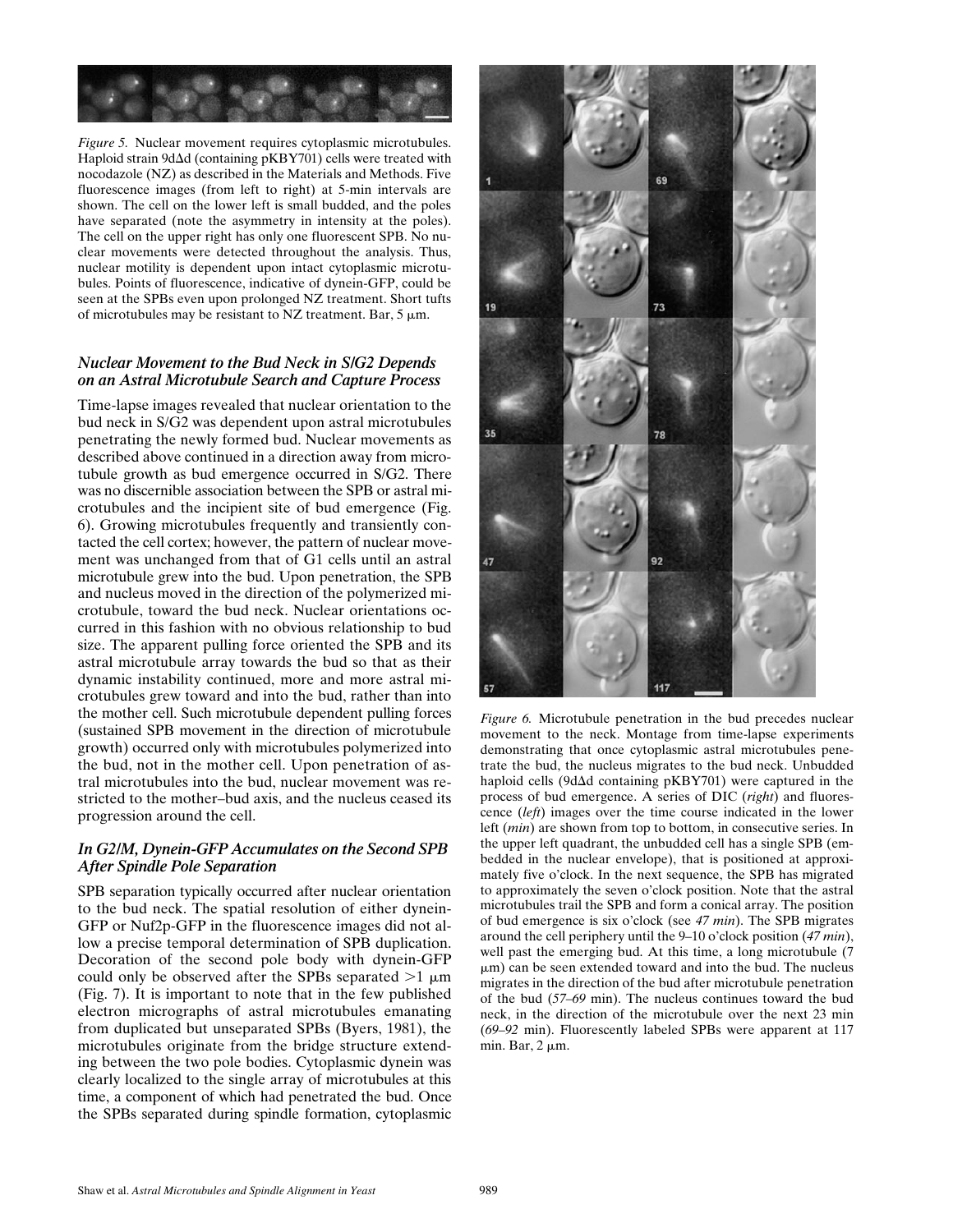*Figure 5.* Nuclear movement requires cytoplasmic microtubules. Haploid strain 9dΔd (containing pKBY701) cells were treated with nocodazole (NZ) as described in the Materials and Methods. Five fluorescence images (from left to right) at 5-min intervals are shown. The cell on the lower left is small budded, and the poles have separated (note the asymmetry in intensity at the poles). The cell on the upper right has only one fluorescent SPB. No nuclear movements were detected throughout the analysis. Thus, nuclear motility is dependent upon intact cytoplasmic microtubules. Points of fluorescence, indicative of dynein-GFP, could be seen at the SPBs even upon prolonged NZ treatment. Short tufts of microtubules may be resistant to NZ treatment. Bar, 5 μm.

### *Nuclear Movement to the Bud Neck in S/G2 Depends on an Astral Microtubule Search and Capture Process*

Time-lapse images revealed that nuclear orientation to the bud neck in S/G2 was dependent upon astral microtubules penetrating the newly formed bud. Nuclear movements as described above continued in a direction away from microtubule growth as bud emergence occurred in S/G2. There was no discernible association between the SPB or astral microtubules and the incipient site of bud emergence (Fig. 6). Growing microtubules frequently and transiently contacted the cell cortex; however, the pattern of nuclear movement was unchanged from that of G1 cells until an astral microtubule grew into the bud. Upon penetration, the SPB and nucleus moved in the direction of the polymerized microtubule, toward the bud neck. Nuclear orientations occurred in this fashion with no obvious relationship to bud size. The apparent pulling force oriented the SPB and its astral microtubule array towards the bud so that as their dynamic instability continued, more and more astral microtubules grew toward and into the bud, rather than into the mother cell. Such microtubule dependent pulling forces (sustained SPB movement in the direction of microtubule growth) occurred only with microtubules polymerized into the bud, not in the mother cell. Upon penetration of astral microtubules into the bud, nuclear movement was restricted to the mother–bud axis, and the nucleus ceased its progression around the cell.

### *In G2/M, Dynein-GFP Accumulates on the Second SPB After Spindle Pole Separation*

SPB separation typically occurred after nuclear orientation to the bud neck. The spatial resolution of either dynein-GFP or Nuf2p-GFP in the fluorescence images did not allow a precise temporal determination of SPB duplication. Decoration of the second pole body with dynein-GFP could only be observed after the SPBs separated >1 μm (Fig. 7). It is important to note that in the few published electron micrographs of astral microtubules emanating from duplicated but unseparated SPBs (Byers, 1981), the microtubules originate from the bridge structure extending between the two pole bodies. Cytoplasmic dynein was clearly localized to the single array of microtubules at this time, a component of which had penetrated the bud. Once the SPBs separated during spindle formation, cytoplasmic

*Figure 6.* Microtubule penetration in the bud precedes nuclear movement to the neck. Montage from time-lapse experiments demonstrating that once cytoplasmic astral microtubules penetrate the bud, the nucleus migrates to the bud neck. Unbudded haploid cells (9dΔd containing pKBY701) were captured in the process of bud emergence. A series of DIC (*right*) and fluorescence (*left*) images over the time course indicated in the lower left (*min*) are shown from top to bottom, in consecutive series. In the upper left quadrant, the unbudded cell has a single SPB (embedded in the nuclear envelope), that is positioned at approximately five o'clock. In the next sequence, the SPB has migrated to approximately the seven o'clock position. Note that the astral microtubules trail the SPB and form a conical array. The position of bud emergence is six o'clock (see *47 min*). The SPB migrates around the cell periphery until the 9–10 o'clock position (*47 min*), well past the emerging bud. At this time, a long microtubule (7 μm) can be seen extended toward and into the bud. The nucleus migrates in the direction of the bud after microtubule penetration of the bud (*57–69* min). The nucleus continues toward the bud neck, in the direction of the microtubule over the next 23 min (*69–92* min). Fluorescently labeled SPBs were apparent at 117 min. Bar, 2 μm.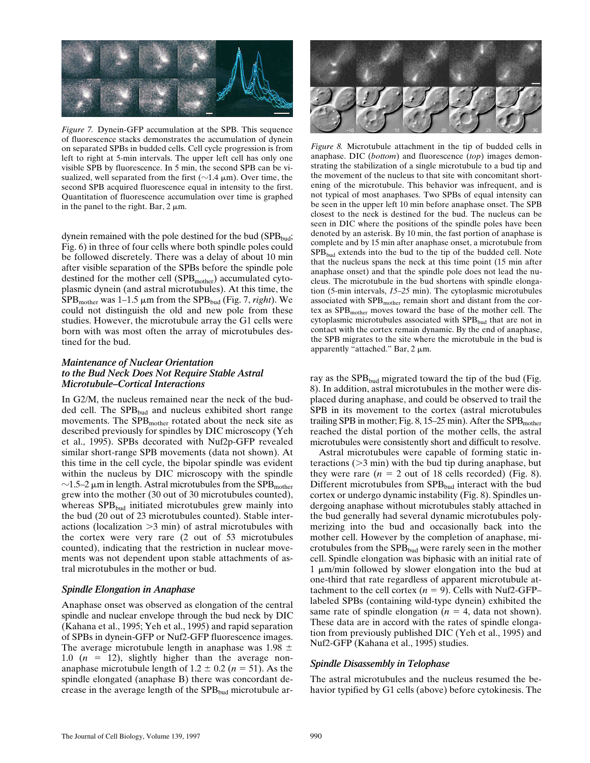*Figure 7.* Dynein-GFP accumulation at the SPB. This sequence of fluorescence stacks demonstrates the accumulation of dynein on separated SPBs in budded cells. Cell cycle progression is from left to right at 5-min intervals. The upper left cell has only one visible SPB by fluorescence. In 5 min, the second SPB can be visualized, well separated from the first (~1.4 μm). Over time, the second SPB acquired fluorescence equal in intensity to the first. Quantitation of fluorescence accumulation over time is graphed in the panel to the right. Bar, 2 μm.

dynein remained with the pole destined for the bud ($SPB_{bud}$; Fig. 6) in three of four cells where both spindle poles could be followed discretely. There was a delay of about 10 min after visible separation of the SPBs before the spindle pole destined for the mother cell ($SPB_{mother}$) accumulated cytoplasmic dynein (and astral microtubules). At this time, the $SPB_{mother}$ was 1–1.5 μm from the $SPB_{bud}$ (Fig. 7, *right*). We could not distinguish the old and new pole from these studies. However, the microtubule array the G1 cells were born with was most often the array of microtubules destined for the bud.

### *Maintenance of Nuclear Orientation to the Bud Neck Does Not Require Stable Astral Microtubule–Cortical Interactions*

In G2/M, the nucleus remained near the neck of the budded cell. The $SPB_{bud}$ and nucleus exhibited short range movements. The $SPB_{mother}$ rotated about the neck site as described previously for spindles by DIC microscopy (Yeh et al., 1995). SPBs decorated with Nuf2p-GFP revealed similar short-range SPB movements (data not shown). At this time in the cell cycle, the bipolar spindle was evident within the nucleus by DIC microscopy with the spindle ~1.5–2 μm in length. Astral microtubules from the $SPB_{mother}$ grew into the mother (30 out of 30 microtubules counted), whereas $SPB_{bud}$ initiated microtubules grew mainly into the bud (20 out of 23 microtubules counted). Stable interactions (localization >3 min) of astral microtubules with the cortex were very rare (2 out of 53 microtubules counted), indicating that the restriction in nuclear movements was not dependent upon stable attachments of astral microtubules in the mother or bud.

### *Spindle Elongation in Anaphase*

Anaphase onset was observed as elongation of the central spindle and nuclear envelope through the bud neck by DIC (Kahana et al., 1995; Yeh et al., 1995) and rapid separation of SPBs in dynein-GFP or Nuf2-GFP fluorescence images. The average microtubule length in anaphase was 1.98 ± 1.0 ($n$ = 12), slightly higher than the average non-anaphase microtubule length of 1.2 ± 0.2 ($n$ = 51). As the spindle elongated (anaphase B) there was concordant decrease in the average length of the $SPB_{bud}$ microtubule array as the $SPB_{bud}$ migrated toward the tip of the bud (Fig. 8). In addition, astral microtubules in the mother were displaced during anaphase, and could be observed to trail the SPB in its movement to the cortex (astral microtubules trailing SPB in mother; Fig. 8, 15–25 min). After the $SPB_{mother}$ reached the distal portion of the mother cells, the astral microtubules were consistently short and difficult to resolve.

*Figure 8.* Microtubule attachment in the tip of budded cells in anaphase. DIC (*bottom*) and fluorescence (*top*) images demonstrating the stabilization of a single microtubule to a bud tip and the movement of the nucleus to that site with concomitant shortening of the microtubule. This behavior was infrequent, and is not typical of most anaphases. Two SPBs of equal intensity can be seen in the upper left 10 min before anaphase onset. The SPB closest to the neck is destined for the bud. The nucleus can be seen in DIC where the positions of the spindle poles have been denoted by an asterisk. By 10 min, the fast portion of anaphase is complete and by 15 min after anaphase onset, a microtubule from $SPB_{bud}$ extends into the bud to the tip of the budded cell. Note that the nucleus spans the neck at this time point (15 min after anaphase onset) and that the spindle pole does not lead the nucleus. The microtubule in the bud shortens with spindle elongation (5-min intervals, *15–25* min). The cytoplasmic microtubules associated with $SPB_{mother}$ remain short and distant from the cortex as $SPB_{mother}$ moves toward the base of the mother cell. The cytoplasmic microtubules associated with $SPB_{bud}$ that are not in contact with the cortex remain dynamic. By the end of anaphase, the SPB migrates to the site where the microtubule in the bud is apparently "attached." Bar, 2 μm.

Astral microtubules were capable of forming static interactions (>3 min) with the bud tip during anaphase, but they were rare ($n$ = 2 out of 18 cells recorded) (Fig. 8). Different microtubules from $SPB_{bud}$ interact with the bud cortex or undergo dynamic instability (Fig. 8). Spindles undergoing anaphase without microtubules stably attached in the bud generally had several dynamic microtubules polymerizing into the bud and occasionally back into the mother cell. However by the completion of anaphase, microtubules from the $SPB_{bud}$ were rarely seen in the mother cell. Spindle elongation was biphasic with an initial rate of 1 μm/min followed by slower elongation into the bud at one-third that rate regardless of apparent microtubule attachment to the cell cortex ($n$ = 9). Cells with Nuf2-GFP–labeled SPBs (containing wild-type dynein) exhibited the same rate of spindle elongation ($n$ = 4, data not shown). These data are in accord with the rates of spindle elongation from previously published DIC (Yeh et al., 1995) and Nuf2-GFP (Kahana et al., 1995) studies.

### *Spindle Disassembly in Telophase*

The astral microtubules and the nucleus resumed the behavior typified by G1 cells (above) before cytokinesis. The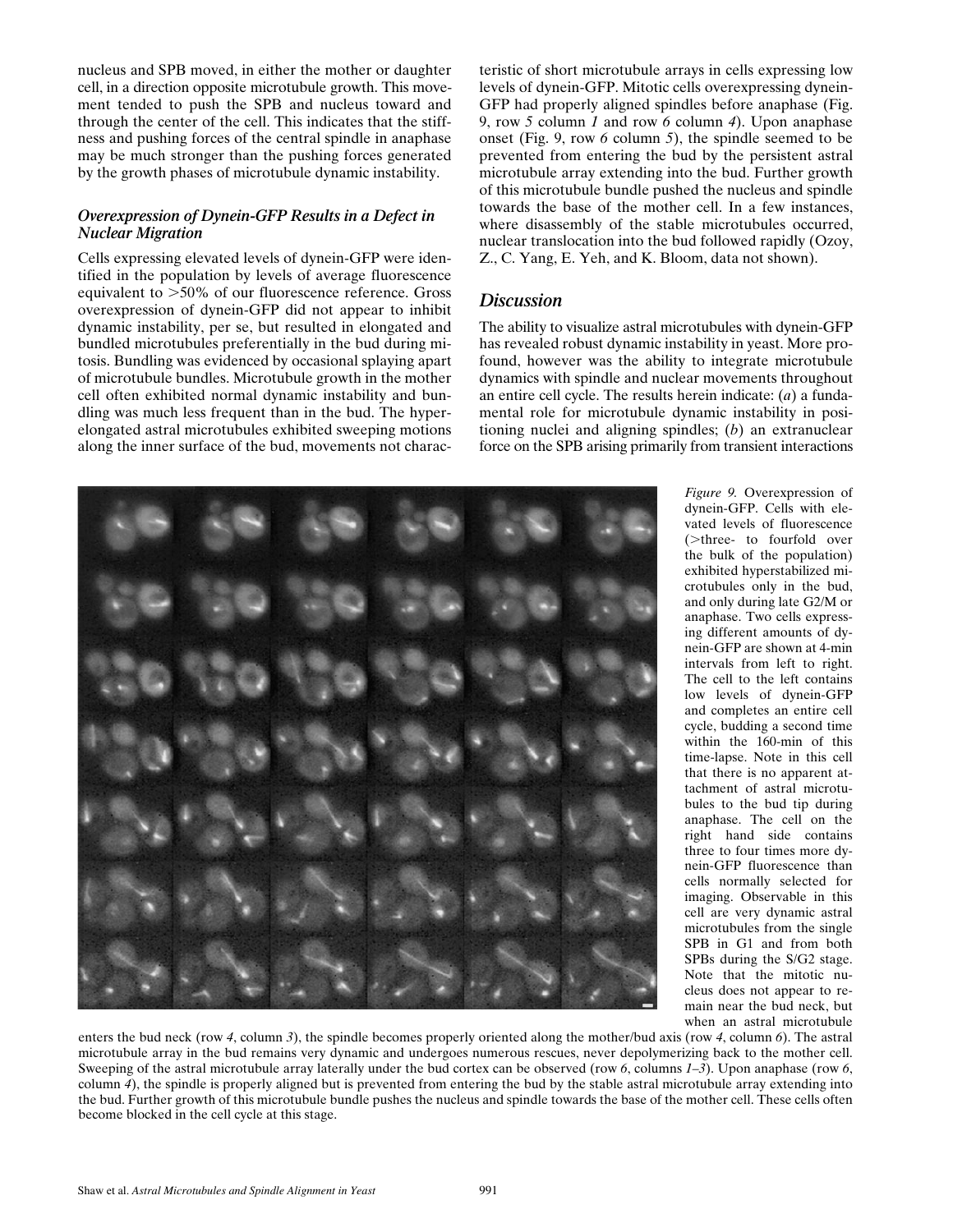nucleus and SPB moved, in either the mother or daughter cell, in a direction opposite microtubule growth. This movement tended to push the SPB and nucleus toward and through the center of the cell. This indicates that the stiffness and pushing forces of the central spindle in anaphase may be much stronger than the pushing forces generated by the growth phases of microtubule dynamic instability.

### *Overexpression of Dynein-GFP Results in a Defect in Nuclear Migration*

Cells expressing elevated levels of dynein-GFP were identified in the population by levels of average fluorescence equivalent to >50% of our fluorescence reference. Gross overexpression of dynein-GFP did not appear to inhibit dynamic instability, per se, but resulted in elongated and bundled microtubules preferentially in the bud during mitosis. Bundling was evidenced by occasional splaying apart of microtubule bundles. Microtubule growth in the mother cell often exhibited normal dynamic instability and bundling was much less frequent than in the bud. The hyper-elongated astral microtubules exhibited sweeping motions along the inner surface of the bud, movements not characteristic of short microtubule arrays in cells expressing low levels of dynein-GFP. Mitotic cells overexpressing dynein-GFP had properly aligned spindles before anaphase (Fig. 9, row *5* column *1* and row *6* column *4*). Upon anaphase onset (Fig. 9, row *6* column *5*), the spindle seemed to be prevented from entering the bud by the persistent astral microtubule array extending into the bud. Further growth of this microtubule bundle pushed the nucleus and spindle towards the base of the mother cell. In a few instances, where disassembly of the stable microtubules occurred, nuclear translocation into the bud followed rapidly (Ozoy, Z., C. Yang, E. Yeh, and K. Bloom, data not shown).

## *Discussion*

The ability to visualize astral microtubules with dynein-GFP has revealed robust dynamic instability in yeast. More profound, however was the ability to integrate microtubule dynamics with spindle and nuclear movements throughout an entire cell cycle. The results herein indicate: (*a*) a fundamental role for microtubule dynamic instability in positioning nuclei and aligning spindles; (*b*) an extranuclear force on the SPB arising primarily from transient interactions

*Figure 9.* Overexpression of dynein-GFP. Cells with elevated levels of fluorescence (>three- to fourfold over the bulk of the population) exhibited hyperstabilized microtubules only in the bud, and only during late G2/M or anaphase. Two cells expressing different amounts of dynein-GFP are shown at 4-min intervals from left to right. The cell to the left contains low levels of dynein-GFP and completes an entire cell cycle, budding a second time within the 160-min of this time-lapse. Note in this cell that there is no apparent attachment of astral microtubules to the bud tip during anaphase. The cell on the right hand side contains three to four times more dynein-GFP fluorescence than cells normally selected for imaging. Observable in this cell are very dynamic astral microtubules from the single SPB in G1 and from both SPBs during the S/G2 stage. Note that the mitotic nucleus does not appear to remain near the bud neck, but when an astral microtubule enters the bud neck (row *4*, column *3*), the spindle becomes properly oriented along the mother/bud axis (row *4*, column *6*). The astral microtubule array in the bud remains very dynamic and undergoes numerous rescues, never depolymerizing back to the mother cell. Sweeping of the astral microtubule array laterally under the bud cortex can be observed (row *6*, columns *1–3*). Upon anaphase (row *6*, column *4*), the spindle is properly aligned but is prevented from entering the bud by the stable astral microtubule array extending into the bud. Further growth of this microtubule bundle pushes the nucleus and spindle towards the base of the mother cell. These cells often become blocked in the cell cycle at this stage.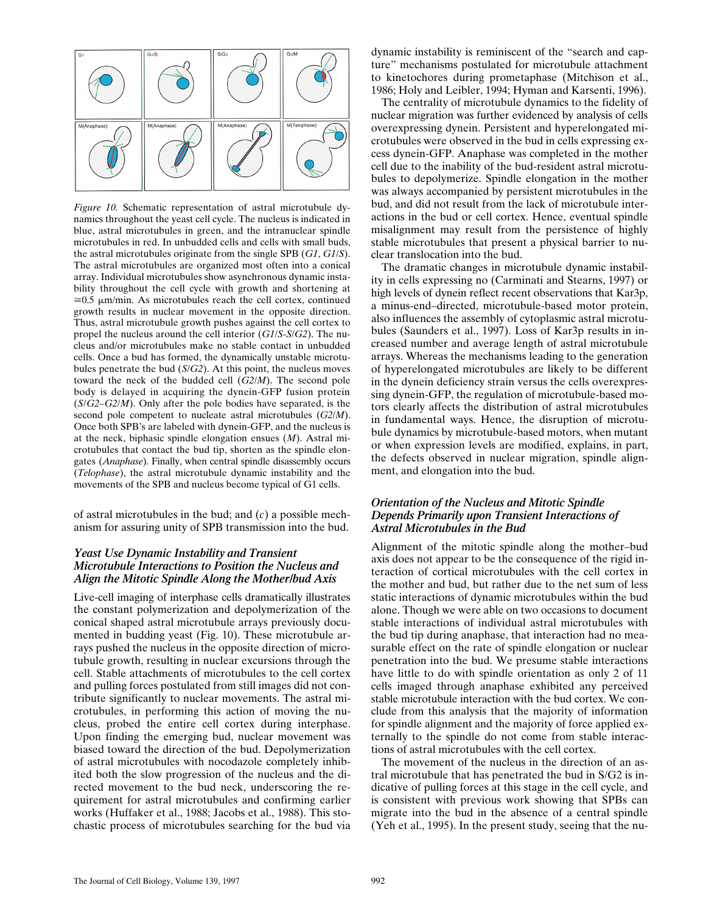G1 | G1/S | S/G2 | G2/M

M(Anaphase) | M(Anaphase) | M(Anaphase) | M(Telophase)

*Figure 10.* Schematic representation of astral microtubule dynamics throughout the yeast cell cycle. The nucleus is indicated in blue, astral microtubules in green, and the intranuclear spindle microtubules in red. In unbudded cells and cells with small buds, the astral microtubules originate from the single SPB (*G1*, *G1/S*). The astral microtubules are organized most often into a conical array. Individual microtubules show asynchronous dynamic instability throughout the cell cycle with growth and shortening at ≅0.5 μm/min. As microtubules reach the cell cortex, continued growth results in nuclear movement in the opposite direction. Thus, astral microtubule growth pushes against the cell cortex to propel the nucleus around the cell interior (*G1/S-S/G2*). The nucleus and/or microtubules make no stable contact in unbudded cells. Once a bud has formed, the dynamically unstable microtubules penetrate the bud (*S/G2*). At this point, the nucleus moves toward the neck of the budded cell (*G2/M*). The second pole body is delayed in acquiring the dynein-GFP fusion protein (*S/G2–G2/M*). Only after the pole bodies have separated, is the second pole competent to nucleate astral microtubules (*G2/M*). Once both SPB's are labeled with dynein-GFP, and the nucleus is at the neck, biphasic spindle elongation ensues (*M*). Astral microtubules that contact the bud tip, shorten as the spindle elongates (*Anaphase*). Finally, when central spindle disassembly occurs (*Telophase*), the astral microtubule dynamic instability and the movements of the SPB and nucleus become typical of G1 cells.

of astral microtubules in the bud; and (*c*) a possible mechanism for assuring unity of SPB transmission into the bud.

### *Yeast Use Dynamic Instability and Transient Microtubule Interactions to Position the Nucleus and Align the Mitotic Spindle Along the Mother/bud Axis*

Live-cell imaging of interphase cells dramatically illustrates the constant polymerization and depolymerization of the conical shaped astral microtubule arrays previously documented in budding yeast (Fig. 10). These microtubule arrays pushed the nucleus in the opposite direction of microtubule growth, resulting in nuclear excursions through the cell. Stable attachments of microtubules to the cell cortex and pulling forces postulated from still images did not contribute significantly to nuclear movements. The astral microtubules, in performing this action of moving the nucleus, probed the entire cell cortex during interphase. Upon finding the emerging bud, nuclear movement was biased toward the direction of the bud. Depolymerization of astral microtubules with nocodazole completely inhibited both the slow progression of the nucleus and the directed movement to the bud neck, underscoring the requirement for astral microtubules and confirming earlier works (Huffaker et al., 1988; Jacobs et al., 1988). This stochastic process of microtubules searching for the bud via dynamic instability is reminiscent of the "search and capture" mechanisms postulated for microtubule attachment to kinetochores during prometaphase (Mitchison et al., 1986; Holy and Leibler, 1994; Hyman and Karsenti, 1996).

The centrality of microtubule dynamics to the fidelity of nuclear migration was further evidenced by analysis of cells overexpressing dynein. Persistent and hyperelongated microtubules were observed in the bud in cells expressing excess dynein-GFP. Anaphase was completed in the mother cell due to the inability of the bud-resident astral microtubules to depolymerize. Spindle elongation in the mother was always accompanied by persistent microtubules in the bud, and did not result from the lack of microtubule interactions in the bud or cell cortex. Hence, eventual spindle misalignment may result from the persistence of highly stable microtubules that present a physical barrier to nuclear translocation into the bud.

The dramatic changes in microtubule dynamic instability in cells expressing no (Carminati and Stearns, 1997) or high levels of dynein reflect recent observations that Kar3p, a minus-end–directed, microtubule-based motor protein, also influences the assembly of cytoplasmic astral microtubules (Saunders et al., 1997). Loss of Kar3p results in increased number and average length of astral microtubule arrays. Whereas the mechanisms leading to the generation of hyperelongated microtubules are likely to be different in the dynein deficiency strain versus the cells overexpressing dynein-GFP, the regulation of microtubule-based motors clearly affects the distribution of astral microtubules in fundamental ways. Hence, the disruption of microtubule dynamics by microtubule-based motors, when mutant or when expression levels are modified, explains, in part, the defects observed in nuclear migration, spindle alignment, and elongation into the bud.

### *Orientation of the Nucleus and Mitotic Spindle Depends Primarily upon Transient Interactions of Astral Microtubules in the Bud*

Alignment of the mitotic spindle along the mother–bud axis does not appear to be the consequence of the rigid interaction of cortical microtubules with the cell cortex in the mother and bud, but rather due to the net sum of less static interactions of dynamic microtubules within the bud alone. Though we were able on two occasions to document stable interactions of individual astral microtubules with the bud tip during anaphase, that interaction had no measurable effect on the rate of spindle elongation or nuclear penetration into the bud. We presume stable interactions have little to do with spindle orientation as only 2 of 11 cells imaged through anaphase exhibited any perceived stable microtubule interaction with the bud cortex. We conclude from this analysis that the majority of information for spindle alignment and the majority of force applied externally to the spindle do not come from stable interactions of astral microtubules with the cell cortex.

The movement of the nucleus in the direction of an astral microtubule that has penetrated the bud in S/G2 is indicative of pulling forces at this stage in the cell cycle, and is consistent with previous work showing that SPBs can migrate into the bud in the absence of a central spindle (Yeh et al., 1995). In the present study, seeing that the nu-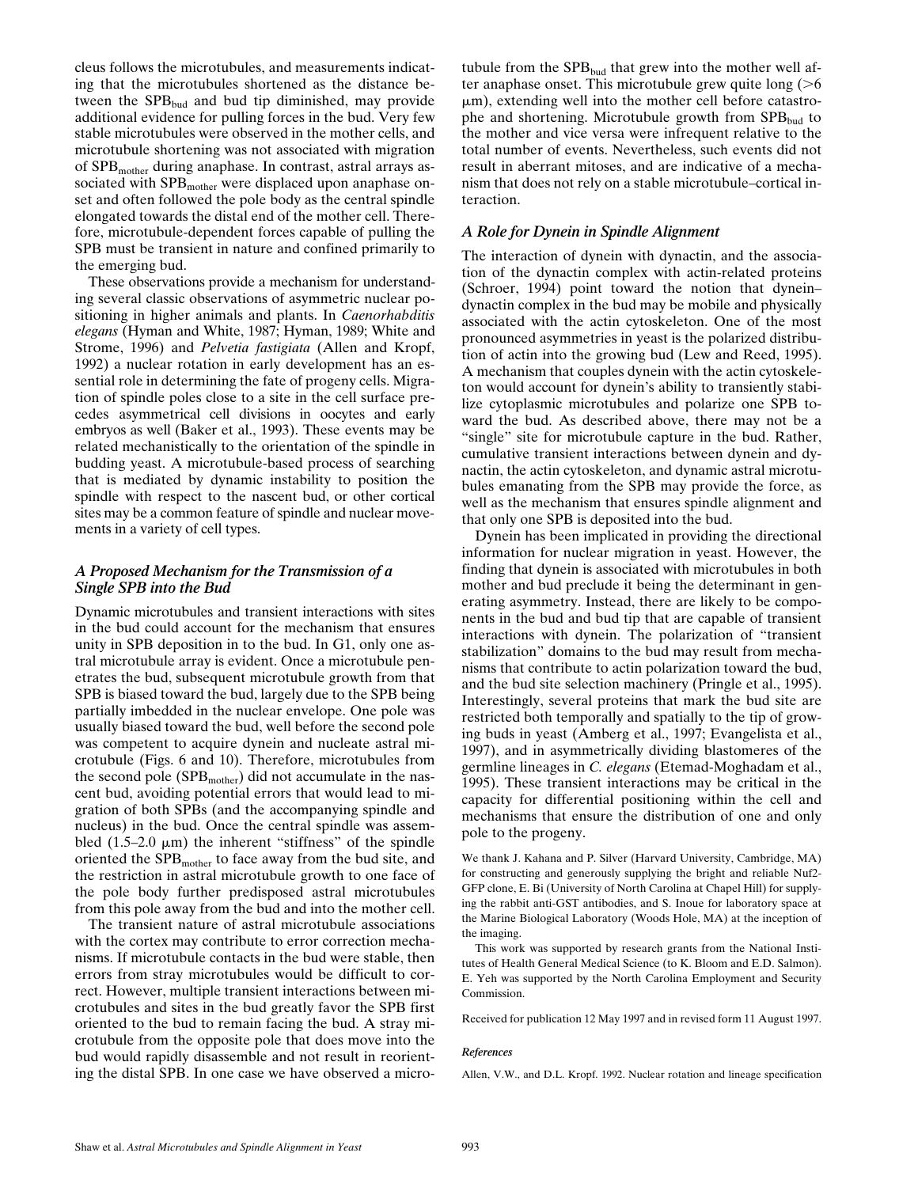cleus follows the microtubules, and measurements indicating that the microtubules shortened as the distance between the $SPB_{bud}$ and bud tip diminished, may provide additional evidence for pulling forces in the bud. Very few stable microtubules were observed in the mother cells, and microtubule shortening was not associated with migration of $SPB_{mother}$ during anaphase. In contrast, astral arrays associated with $SPB_{mother}$ were displaced upon anaphase onset and often followed the pole body as the central spindle elongated towards the distal end of the mother cell. Therefore, microtubule-dependent forces capable of pulling the SPB must be transient in nature and confined primarily to the emerging bud.

These observations provide a mechanism for understanding several classic observations of asymmetric nuclear positioning in higher animals and plants. In *Caenorhabditis elegans* (Hyman and White, 1987; Hyman, 1989; White and Strome, 1996) and *Pelvetia fastigiata* (Allen and Kropf, 1992) a nuclear rotation in early development has an essential role in determining the fate of progeny cells. Migration of spindle poles close to a site in the cell surface precedes asymmetrical cell divisions in oocytes and early embryos as well (Baker et al., 1993). These events may be related mechanistically to the orientation of the spindle in budding yeast. A microtubule-based process of searching that is mediated by dynamic instability to position the spindle with respect to the nascent bud, or other cortical sites may be a common feature of spindle and nuclear movements in a variety of cell types.

### *A Proposed Mechanism for the Transmission of a Single SPB into the Bud*

Dynamic microtubules and transient interactions with sites in the bud could account for the mechanism that ensures unity in SPB deposition in to the bud. In G1, only one astral microtubule array is evident. Once a microtubule penetrates the bud, subsequent microtubule growth from that SPB is biased toward the bud, largely due to the SPB being partially imbedded in the nuclear envelope. One pole was usually biased toward the bud, well before the second pole was competent to acquire dynein and nucleate astral microtubule (Figs. 6 and 10). Therefore, microtubules from the second pole ($SPB_{mother}$) did not accumulate in the nascent bud, avoiding potential errors that would lead to migration of both SPBs (and the accompanying spindle and nucleus) in the bud. Once the central spindle was assembled (1.5–2.0 μm) the inherent "stiffness" of the spindle oriented the $SPB_{mother}$ to face away from the bud site, and the restriction in astral microtubule growth to one face of the pole body further predisposed astral microtubules from this pole away from the bud and into the mother cell.

The transient nature of astral microtubule associations with the cortex may contribute to error correction mechanisms. If microtubule contacts in the bud were stable, then errors from stray microtubules would be difficult to correct. However, multiple transient interactions between microtubules and sites in the bud greatly favor the SPB first oriented to the bud to remain facing the bud. A stray microtubule from the opposite pole that does move into the bud would rapidly disassemble and not result in reorienting the distal SPB. In one case we have observed a microtubule from the $SPB_{bud}$ that grew into the mother well after anaphase onset. This microtubule grew quite long (>6 μm), extending well into the mother cell before catastrophe and shortening. Microtubule growth from $SPB_{bud}$ to the mother and vice versa were infrequent relative to the total number of events. Nevertheless, such events did not result in aberrant mitoses, and are indicative of a mechanism that does not rely on a stable microtubule–cortical interaction.

### *A Role for Dynein in Spindle Alignment*

The interaction of dynein with dynactin, and the association of the dynactin complex with actin-related proteins (Schroer, 1994) point toward the notion that dynein–dynactin complex in the bud may be mobile and physically associated with the actin cytoskeleton. One of the most pronounced asymmetries in yeast is the polarized distribution of actin into the growing bud (Lew and Reed, 1995). A mechanism that couples dynein with the actin cytoskeleton would account for dynein's ability to transiently stabilize cytoplasmic microtubules and polarize one SPB toward the bud. As described above, there may not be a "single" site for microtubule capture in the bud. Rather, cumulative transient interactions between dynein and dynactin, the actin cytoskeleton, and dynamic astral microtubules emanating from the SPB may provide the force, as well as the mechanism that ensures spindle alignment and that only one SPB is deposited into the bud.

Dynein has been implicated in providing the directional information for nuclear migration in yeast. However, the finding that dynein is associated with microtubules in both mother and bud preclude it being the determinant in generating asymmetry. Instead, there are likely to be components in the bud and bud tip that are capable of transient interactions with dynein. The polarization of "transient stabilization" domains to the bud may result from mechanisms that contribute to actin polarization toward the bud, and the bud site selection machinery (Pringle et al., 1995). Interestingly, several proteins that mark the bud site are restricted both temporally and spatially to the tip of growing buds in yeast (Amberg et al., 1997; Evangelista et al., 1997), and in asymmetrically dividing blastomeres of the germline lineages in *C. elegans* (Etemad-Moghadam et al., 1995). These transient interactions may be critical in the capacity for differential positioning within the cell and mechanisms that ensure the distribution of one and only pole to the progeny.

We thank J. Kahana and P. Silver (Harvard University, Cambridge, MA) for constructing and generously supplying the bright and reliable Nuf2-GFP clone, E. Bi (University of North Carolina at Chapel Hill) for supplying the rabbit anti-GST antibodies, and S. Inoue for laboratory space at the Marine Biological Laboratory (Woods Hole, MA) at the inception of the imaging.

This work was supported by research grants from the National Institutes of Health General Medical Science (to K. Bloom and E.D. Salmon). E. Yeh was supported by the North Carolina Employment and Security Commission.

Received for publication 12 May 1997 and in revised form 11 August 1997.

#### *References*

Allen, V.W., and D.L. Kropf. 1992. Nuclear rotation and lineage specification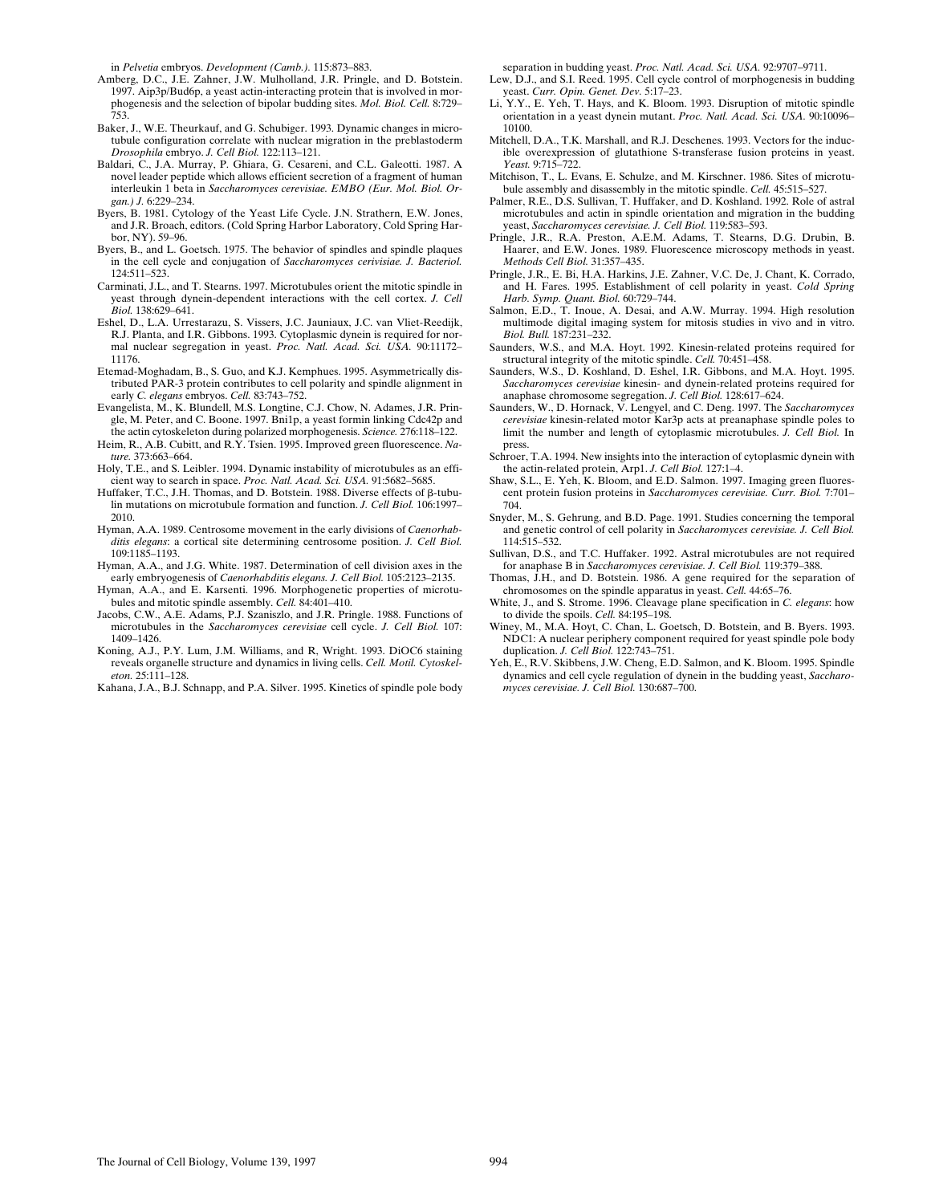in *Pelvetia* embryos. *Development (Camb.).* 115:873–883.

Amberg, D.C., J.E. Zahner, J.W. Mulholland, J.R. Pringle, and D. Botstein. 1997. Aip3p/Bud6p, a yeast actin-interacting protein that is involved in morphogenesis and the selection of bipolar budding sites. *Mol. Biol. Cell.* 8:729–753.

Baker, J., W.E. Theurkauf, and G. Schubiger. 1993. Dynamic changes in microtubule configuration correlate with nuclear migration in the preblastoderm *Drosophila* embryo. *J. Cell Biol.* 122:113–121.

Baldari, C., J.A. Murray, P. Ghiara, G. Cesareni, and C.L. Galeotti. 1987. A novel leader peptide which allows efficient secretion of a fragment of human interleukin 1 beta in *Saccharomyces cerevisiae. EMBO (Eur. Mol. Biol. Organ.) J.* 6:229–234.

Byers, B. 1981. Cytology of the Yeast Life Cycle. J.N. Strathern, E.W. Jones, and J.R. Broach, editors. (Cold Spring Harbor Laboratory, Cold Spring Harbor, NY). 59–96.

Byers, B., and L. Goetsch. 1975. The behavior of spindles and spindle plaques in the cell cycle and conjugation of *Saccharomyces cerivisiae. J. Bacteriol.* 124:511–523.

Carminati, J.L., and T. Stearns. 1997. Microtubules orient the mitotic spindle in yeast through dynein-dependent interactions with the cell cortex. *J. Cell Biol.* 138:629–641.

Eshel, D., L.A. Urrestarazu, S. Vissers, J.C. Jauniaux, J.C. van Vliet-Reedijk, R.J. Planta, and I.R. Gibbons. 1993. Cytoplasmic dynein is required for normal nuclear segregation in yeast. *Proc. Natl. Acad. Sci. USA.* 90:11172–11176.

Etemad-Moghadam, B., S. Guo, and K.J. Kemphues. 1995. Asymmetrically distributed PAR-3 protein contributes to cell polarity and spindle alignment in early *C. elegans* embryos. *Cell.* 83:743–752.

Evangelista, M., K. Blundell, M.S. Longtine, C.J. Chow, N. Adames, J.R. Pringle, M. Peter, and C. Boone. 1997. Bni1p, a yeast formin linking Cdc42p and the actin cytoskeleton during polarized morphogenesis. *Science.* 276:118–122.

Heim, R., A.B. Cubitt, and R.Y. Tsien. 1995. Improved green fluorescence. *Nature.* 373:663–664.

Holy, T.E., and S. Leibler. 1994. Dynamic instability of microtubules as an efficient way to search in space. *Proc. Natl. Acad. Sci. USA.* 91:5682–5685.

Huffaker, T.C., J.H. Thomas, and D. Botstein. 1988. Diverse effects of β-tubulin mutations on microtubule formation and function. *J. Cell Biol.* 106:1997–2010.

Hyman, A.A. 1989. Centrosome movement in the early divisions of *Caenorhabditis elegans*: a cortical site determining centrosome position. *J. Cell Biol.* 109:1185–1193.

Hyman, A.A., and J.G. White. 1987. Determination of cell division axes in the early embryogenesis of *Caenorhabditis elegans. J. Cell Biol.* 105:2123–2135.

Hyman, A.A., and E. Karsenti. 1996. Morphogenetic properties of microtubules and mitotic spindle assembly. *Cell.* 84:401–410.

Jacobs, C.W., A.E. Adams, P.J. Szaniszlo, and J.R. Pringle. 1988. Functions of microtubules in the *Saccharomyces cerevisiae* cell cycle. *J. Cell Biol.* 107:1409–1426.

Koning, A.J., P.Y. Lum, J.M. Williams, and R. Wright. 1993. DiOC6 staining reveals organelle structure and dynamics in living cells. *Cell. Motil. Cytoskeleton.* 25:111–128.

Kahana, J.A., B.J. Schnapp, and P.A. Silver. 1995. Kinetics of spindle pole body separation in budding yeast. *Proc. Natl. Acad. Sci. USA.* 92:9707–9711.

Lew, D.J., and S.I. Reed. 1995. Cell cycle control of morphogenesis in budding yeast. *Curr. Opin. Genet. Dev.* 5:17–23.

Li, Y.Y., E. Yeh, T. Hays, and K. Bloom. 1993. Disruption of mitotic spindle orientation in a yeast dynein mutant. *Proc. Natl. Acad. Sci. USA.* 90:10096–10100.

Mitchell, D.A., T.K. Marshall, and R.J. Deschenes. 1993. Vectors for the inducible overexpression of glutathione S-transferase fusion proteins in yeast. *Yeast.* 9:715–722.

Mitchison, T., L. Evans, E. Schulze, and M. Kirschner. 1986. Sites of microtubule assembly and disassembly in the mitotic spindle. *Cell.* 45:515–527.

Palmer, R.E., D.S. Sullivan, T. Huffaker, and D. Koshland. 1992. Role of astral microtubules and actin in spindle orientation and migration in the budding yeast, *Saccharomyces cerevisiae. J. Cell Biol.* 119:583–593.

Pringle, J.R., R.A. Preston, A.E.M. Adams, T. Stearns, D.G. Drubin, B. Haarer, and E.W. Jones. 1989. Fluorescence microscopy methods in yeast. *Methods Cell Biol.* 31:357–435.

Pringle, J.R., E. Bi, H.A. Harkins, J.E. Zahner, V.C. De, J. Chant, K. Corrado, and H. Fares. 1995. Establishment of cell polarity in yeast. *Cold Spring Harb. Symp. Quant. Biol.* 60:729–744.

Salmon, E.D., T. Inoue, A. Desai, and A.W. Murray. 1994. High resolution multimode digital imaging system for mitosis studies in vivo and in vitro. *Biol. Bull.* 187:231–232.

Saunders, W.S., and M.A. Hoyt. 1992. Kinesin-related proteins required for structural integrity of the mitotic spindle. *Cell.* 70:451–458.

Saunders, W.S., D. Koshland, D. Eshel, I.R. Gibbons, and M.A. Hoyt. 1995. *Saccharomyces cerevisiae* kinesin- and dynein-related proteins required for anaphase chromosome segregation. *J. Cell Biol.* 128:617–624.

Saunders, W., D. Hornack, V. Lengyel, and C. Deng. 1997. The *Saccharomyces cerevisiae* kinesin-related motor Kar3p acts at preanaphase spindle poles to limit the number and length of cytoplasmic microtubules. *J. Cell Biol.* In press.

Schroer, T.A. 1994. New insights into the interaction of cytoplasmic dynein with the actin-related protein, Arp1. *J. Cell Biol.* 127:1–4.

Shaw, S.L., E. Yeh, K. Bloom, and E.D. Salmon. 1997. Imaging green fluorescent protein fusion proteins in *Saccharomyces cerevisiae. Curr. Biol.* 7:701–704.

Snyder, M., S. Gehrung, and B.D. Page. 1991. Studies concerning the temporal and genetic control of cell polarity in *Saccharomyces cerevisiae. J. Cell Biol.* 114:515–532.

Sullivan, D.S., and T.C. Huffaker. 1992. Astral microtubules are not required for anaphase B in *Saccharomyces cerevisiae. J. Cell Biol.* 119:379–388.

Thomas, J.H., and D. Botstein. 1986. A gene required for the separation of chromosomes on the spindle apparatus in yeast. *Cell.* 44:65–76.

White, J., and S. Strome. 1996. Cleavage plane specification in *C. elegans*: how to divide the spoils. *Cell.* 84:195–198.

Winey, M., M.A. Hoyt, C. Chan, L. Goetsch, D. Botstein, and B. Byers. 1993. NDC1: A nuclear periphery component required for yeast spindle pole body duplication. *J. Cell Biol.* 122:743–751.

Yeh, E., R.V. Skibbens, J.W. Cheng, E.D. Salmon, and K. Bloom. 1995. Spindle dynamics and cell cycle regulation of dynein in the budding yeast, *Saccharomyces cerevisiae. J. Cell Biol.* 130:687–700.